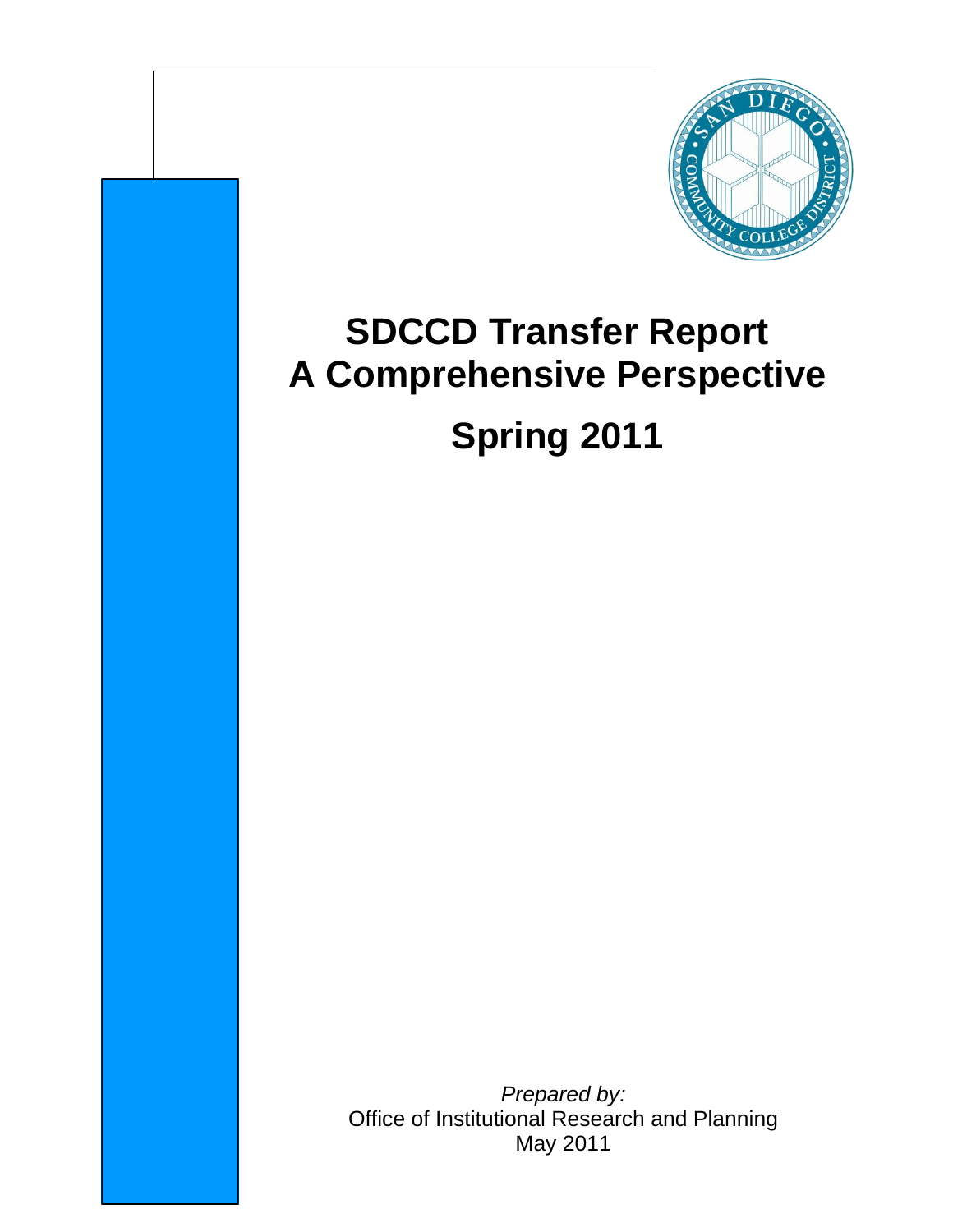# SDCCD Transfer Report
# A Comprehensive Perspective

## Spring 2011

*Prepared by:*
Office of Institutional Research and Planning
May 2011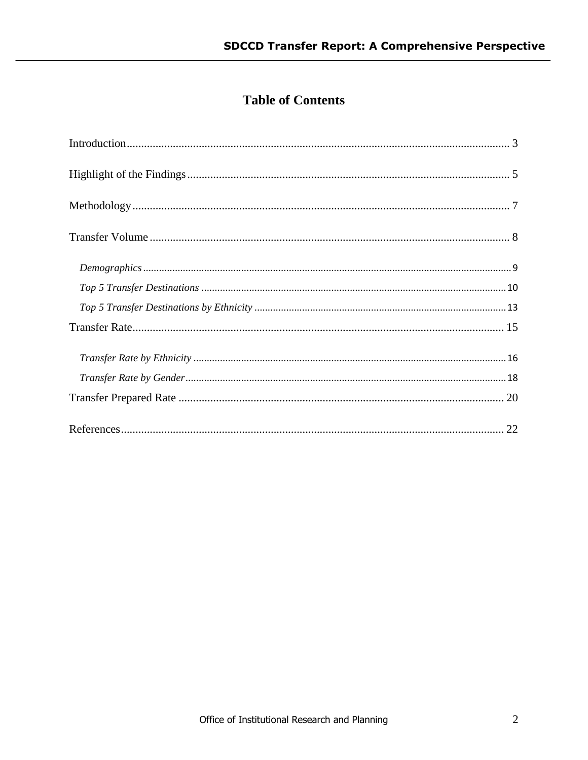# Table of Contents

Introduction ........................................................................................................ 3

Highlight of the Findings ...................................................................................... 5

Methodology ....................................................................................................... 7

Transfer Volume .................................................................................................. 8

- *Demographics* ................................................................................................ 9
- *Top 5 Transfer Destinations* ......................................................................... 10
- *Top 5 Transfer Destinations by Ethnicity* ..................................................... 13

Transfer Rate ...................................................................................................... 15

- *Transfer Rate by Ethnicity* ............................................................................ 16
- *Transfer Rate by Gender* ............................................................................... 18

Transfer Prepared Rate ....................................................................................... 20

References .......................................................................................................... 22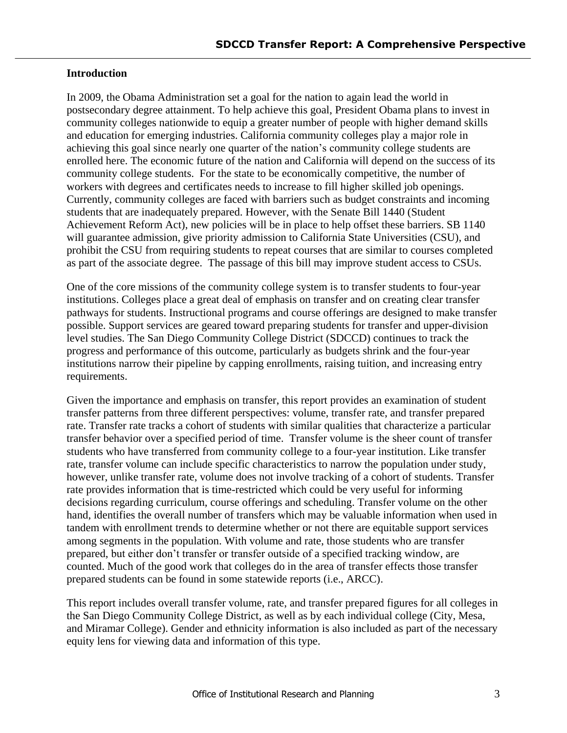## Introduction

In 2009, the Obama Administration set a goal for the nation to again lead the world in postsecondary degree attainment. To help achieve this goal, President Obama plans to invest in community colleges nationwide to equip a greater number of people with higher demand skills and education for emerging industries. California community colleges play a major role in achieving this goal since nearly one quarter of the nation's community college students are enrolled here. The economic future of the nation and California will depend on the success of its community college students. For the state to be economically competitive, the number of workers with degrees and certificates needs to increase to fill higher skilled job openings. Currently, community colleges are faced with barriers such as budget constraints and incoming students that are inadequately prepared. However, with the Senate Bill 1440 (Student Achievement Reform Act), new policies will be in place to help offset these barriers. SB 1140 will guarantee admission, give priority admission to California State Universities (CSU), and prohibit the CSU from requiring students to repeat courses that are similar to courses completed as part of the associate degree. The passage of this bill may improve student access to CSUs.

One of the core missions of the community college system is to transfer students to four-year institutions. Colleges place a great deal of emphasis on transfer and on creating clear transfer pathways for students. Instructional programs and course offerings are designed to make transfer possible. Support services are geared toward preparing students for transfer and upper-division level studies. The San Diego Community College District (SDCCD) continues to track the progress and performance of this outcome, particularly as budgets shrink and the four-year institutions narrow their pipeline by capping enrollments, raising tuition, and increasing entry requirements.

Given the importance and emphasis on transfer, this report provides an examination of student transfer patterns from three different perspectives: volume, transfer rate, and transfer prepared rate. Transfer rate tracks a cohort of students with similar qualities that characterize a particular transfer behavior over a specified period of time. Transfer volume is the sheer count of transfer students who have transferred from community college to a four-year institution. Like transfer rate, transfer volume can include specific characteristics to narrow the population under study, however, unlike transfer rate, volume does not involve tracking of a cohort of students. Transfer rate provides information that is time-restricted which could be very useful for informing decisions regarding curriculum, course offerings and scheduling. Transfer volume on the other hand, identifies the overall number of transfers which may be valuable information when used in tandem with enrollment trends to determine whether or not there are equitable support services among segments in the population. With volume and rate, those students who are transfer prepared, but either don't transfer or transfer outside of a specified tracking window, are counted. Much of the good work that colleges do in the area of transfer effects those transfer prepared students can be found in some statewide reports (i.e., ARCC).

This report includes overall transfer volume, rate, and transfer prepared figures for all colleges in the San Diego Community College District, as well as by each individual college (City, Mesa, and Miramar College). Gender and ethnicity information is also included as part of the necessary equity lens for viewing data and information of this type.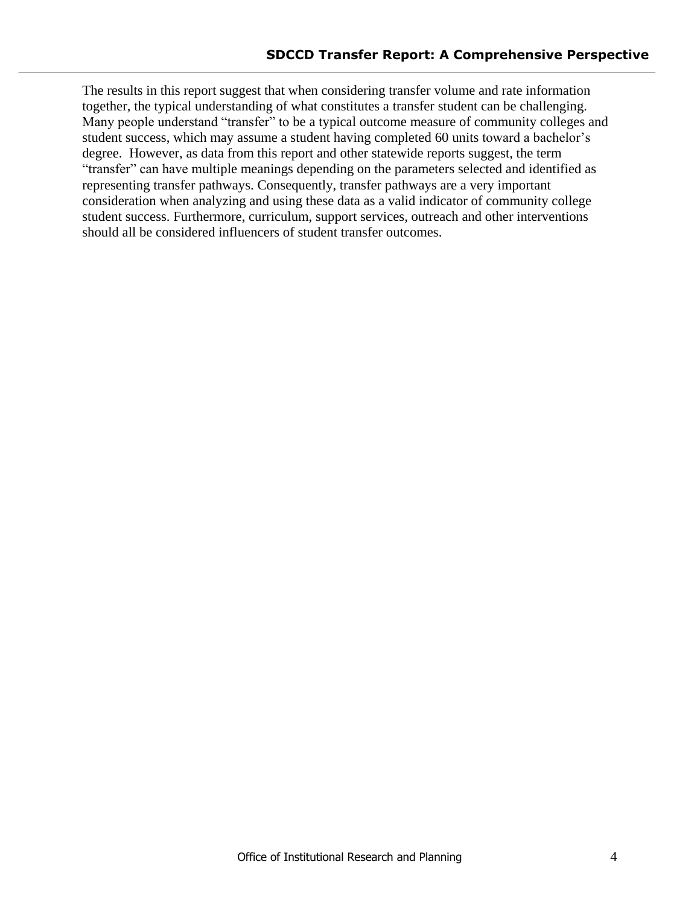The results in this report suggest that when considering transfer volume and rate information together, the typical understanding of what constitutes a transfer student can be challenging. Many people understand "transfer" to be a typical outcome measure of community colleges and student success, which may assume a student having completed 60 units toward a bachelor's degree. However, as data from this report and other statewide reports suggest, the term "transfer" can have multiple meanings depending on the parameters selected and identified as representing transfer pathways. Consequently, transfer pathways are a very important consideration when analyzing and using these data as a valid indicator of community college student success. Furthermore, curriculum, support services, outreach and other interventions should all be considered influencers of student transfer outcomes.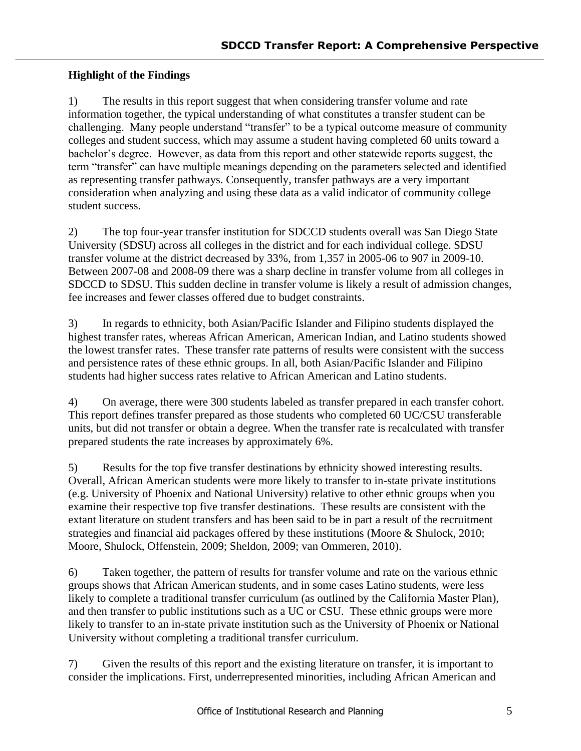**Highlight of the Findings**

1) The results in this report suggest that when considering transfer volume and rate information together, the typical understanding of what constitutes a transfer student can be challenging. Many people understand "transfer" to be a typical outcome measure of community colleges and student success, which may assume a student having completed 60 units toward a bachelor's degree. However, as data from this report and other statewide reports suggest, the term "transfer" can have multiple meanings depending on the parameters selected and identified as representing transfer pathways. Consequently, transfer pathways are a very important consideration when analyzing and using these data as a valid indicator of community college student success.

2) The top four-year transfer institution for SDCCD students overall was San Diego State University (SDSU) across all colleges in the district and for each individual college. SDSU transfer volume at the district decreased by 33%, from 1,357 in 2005-06 to 907 in 2009-10. Between 2007-08 and 2008-09 there was a sharp decline in transfer volume from all colleges in SDCCD to SDSU. This sudden decline in transfer volume is likely a result of admission changes, fee increases and fewer classes offered due to budget constraints.

3) In regards to ethnicity, both Asian/Pacific Islander and Filipino students displayed the highest transfer rates, whereas African American, American Indian, and Latino students showed the lowest transfer rates. These transfer rate patterns of results were consistent with the success and persistence rates of these ethnic groups. In all, both Asian/Pacific Islander and Filipino students had higher success rates relative to African American and Latino students.

4) On average, there were 300 students labeled as transfer prepared in each transfer cohort. This report defines transfer prepared as those students who completed 60 UC/CSU transferable units, but did not transfer or obtain a degree. When the transfer rate is recalculated with transfer prepared students the rate increases by approximately 6%.

5) Results for the top five transfer destinations by ethnicity showed interesting results. Overall, African American students were more likely to transfer to in-state private institutions (e.g. University of Phoenix and National University) relative to other ethnic groups when you examine their respective top five transfer destinations. These results are consistent with the extant literature on student transfers and has been said to be in part a result of the recruitment strategies and financial aid packages offered by these institutions (Moore & Shulock, 2010; Moore, Shulock, Offenstein, 2009; Sheldon, 2009; van Ommeren, 2010).

6) Taken together, the pattern of results for transfer volume and rate on the various ethnic groups shows that African American students, and in some cases Latino students, were less likely to complete a traditional transfer curriculum (as outlined by the California Master Plan), and then transfer to public institutions such as a UC or CSU. These ethnic groups were more likely to transfer to an in-state private institution such as the University of Phoenix or National University without completing a traditional transfer curriculum.

7) Given the results of this report and the existing literature on transfer, it is important to consider the implications. First, underrepresented minorities, including African American and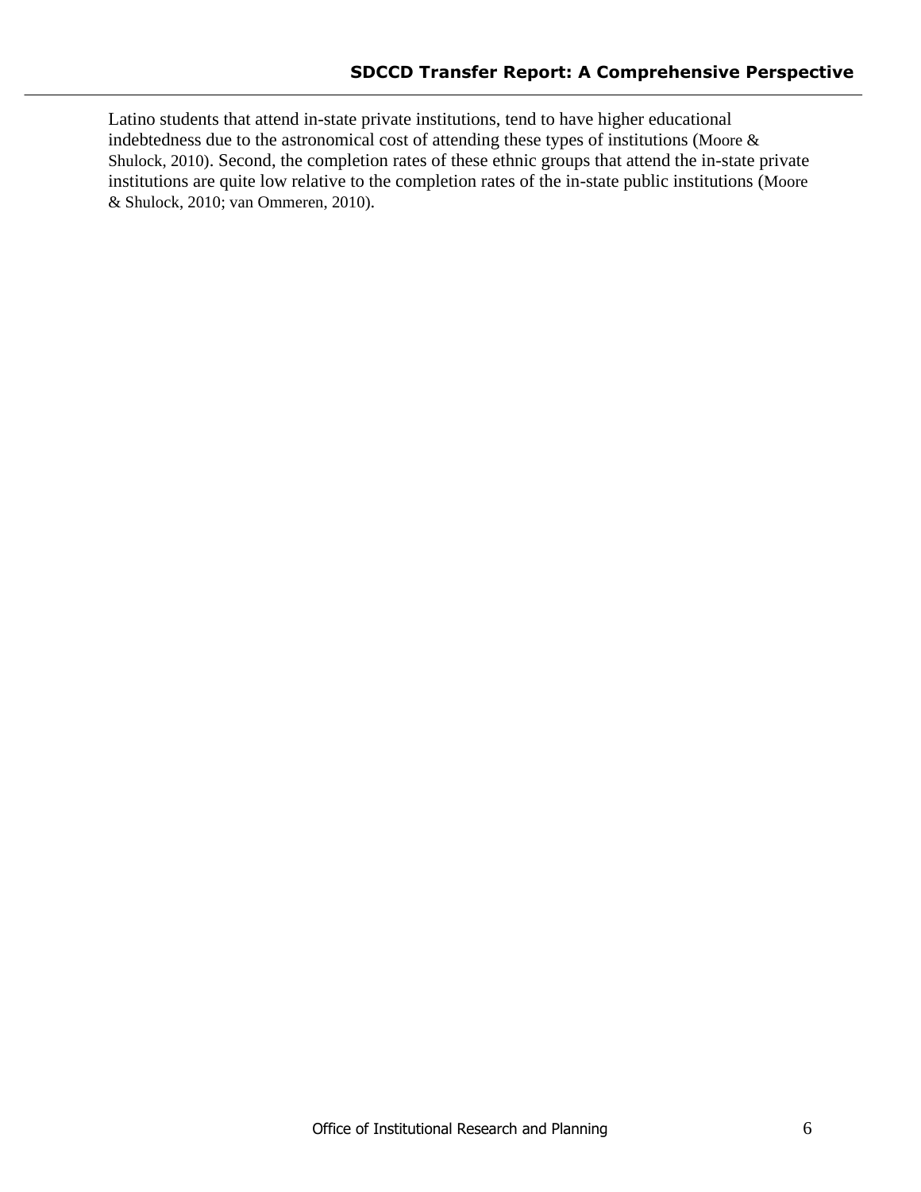Latino students that attend in-state private institutions, tend to have higher educational indebtedness due to the astronomical cost of attending these types of institutions (Moore & Shulock, 2010). Second, the completion rates of these ethnic groups that attend the in-state private institutions are quite low relative to the completion rates of the in-state public institutions (Moore & Shulock, 2010; van Ommeren, 2010).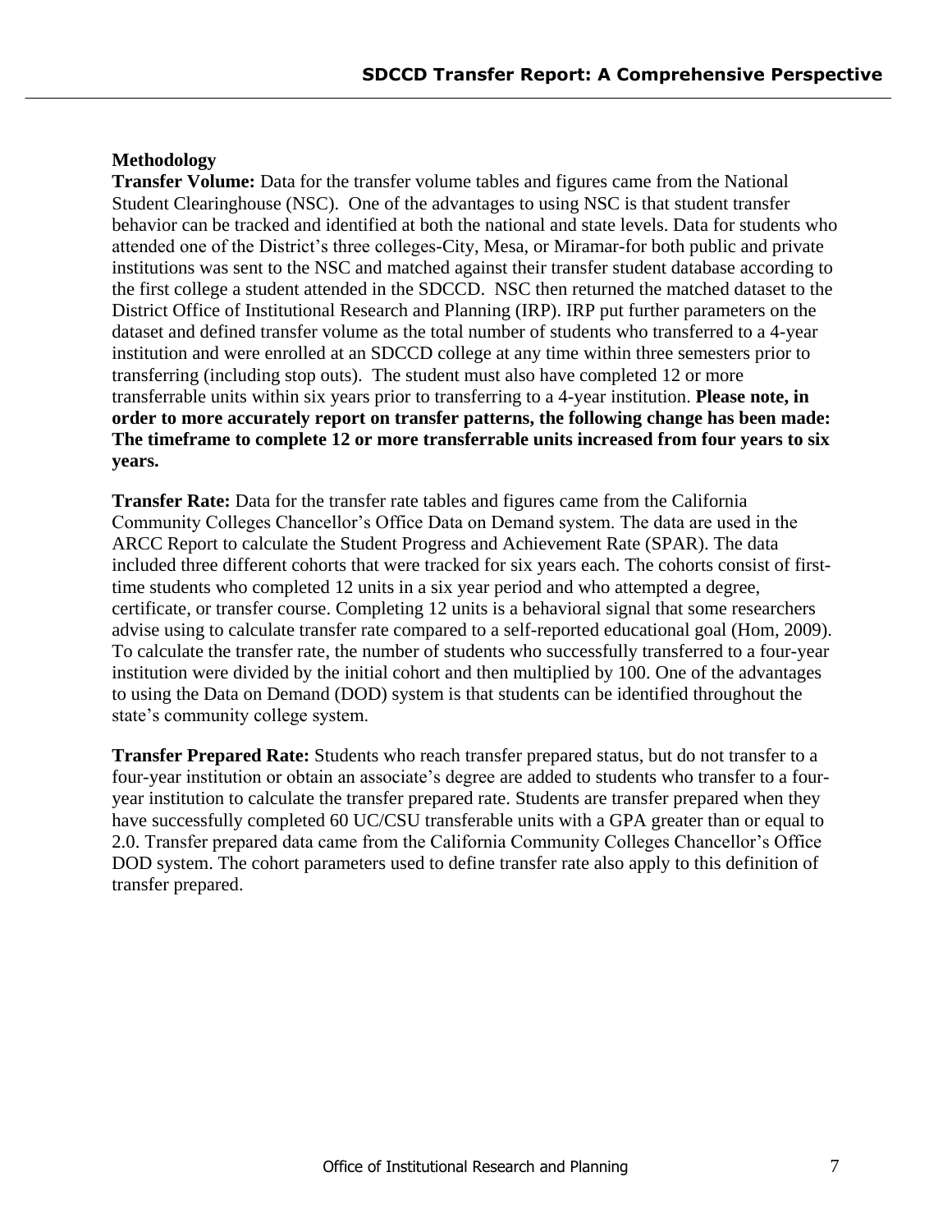**Methodology**

**Transfer Volume:** Data for the transfer volume tables and figures came from the National Student Clearinghouse (NSC). One of the advantages to using NSC is that student transfer behavior can be tracked and identified at both the national and state levels. Data for students who attended one of the District's three colleges-City, Mesa, or Miramar-for both public and private institutions was sent to the NSC and matched against their transfer student database according to the first college a student attended in the SDCCD. NSC then returned the matched dataset to the District Office of Institutional Research and Planning (IRP). IRP put further parameters on the dataset and defined transfer volume as the total number of students who transferred to a 4-year institution and were enrolled at an SDCCD college at any time within three semesters prior to transferring (including stop outs). The student must also have completed 12 or more transferrable units within six years prior to transferring to a 4-year institution. **Please note, in order to more accurately report on transfer patterns, the following change has been made: The timeframe to complete 12 or more transferrable units increased from four years to six years.**

**Transfer Rate:** Data for the transfer rate tables and figures came from the California Community Colleges Chancellor's Office Data on Demand system. The data are used in the ARCC Report to calculate the Student Progress and Achievement Rate (SPAR). The data included three different cohorts that were tracked for six years each. The cohorts consist of first-time students who completed 12 units in a six year period and who attempted a degree, certificate, or transfer course. Completing 12 units is a behavioral signal that some researchers advise using to calculate transfer rate compared to a self-reported educational goal (Hom, 2009). To calculate the transfer rate, the number of students who successfully transferred to a four-year institution were divided by the initial cohort and then multiplied by 100. One of the advantages to using the Data on Demand (DOD) system is that students can be identified throughout the state's community college system.

**Transfer Prepared Rate:** Students who reach transfer prepared status, but do not transfer to a four-year institution or obtain an associate's degree are added to students who transfer to a four-year institution to calculate the transfer prepared rate. Students are transfer prepared when they have successfully completed 60 UC/CSU transferable units with a GPA greater than or equal to 2.0. Transfer prepared data came from the California Community Colleges Chancellor's Office DOD system. The cohort parameters used to define transfer rate also apply to this definition of transfer prepared.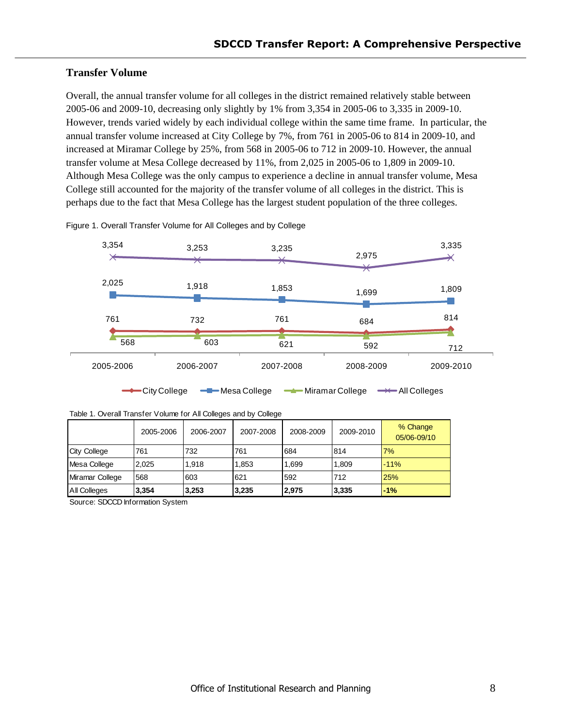## Transfer Volume

Overall, the annual transfer volume for all colleges in the district remained relatively stable between 2005-06 and 2009-10, decreasing only slightly by 1% from 3,354 in 2005-06 to 3,335 in 2009-10. However, trends varied widely by each individual college within the same time frame. In particular, the annual transfer volume increased at City College by 7%, from 761 in 2005-06 to 814 in 2009-10, and increased at Miramar College by 25%, from 568 in 2005-06 to 712 in 2009-10. However, the annual transfer volume at Mesa College decreased by 11%, from 2,025 in 2005-06 to 1,809 in 2009-10. Although Mesa College was the only campus to experience a decline in annual transfer volume, Mesa College still accounted for the majority of the transfer volume of all colleges in the district. This is perhaps due to the fact that Mesa College has the largest student population of the three colleges.

Figure 1. Overall Transfer Volume for All Colleges and by College

| | 2005-2006 | 2006-2007 | 2007-2008 | 2008-2009 | 2009-2010 |
|---|---|---|---|---|---|
| All Colleges | 3,354 | 3,253 | 3,235 | 2,975 | 3,335 |
| Mesa College | 2,025 | 1,918 | 1,853 | 1,699 | 1,809 |
| City College | 761 | 732 | 761 | 684 | 814 |
| Miramar College | 568 | 603 | 621 | 592 | 712 |

Table 1. Overall Transfer Volume for All Colleges and by College

| | 2005-2006 | 2006-2007 | 2007-2008 | 2008-2009 | 2009-2010 | % Change 05/06-09/10 |
|---|---|---|---|---|---|---|
| City College | 761 | 732 | 761 | 684 | 814 | 7% |
| Mesa College | 2,025 | 1,918 | 1,853 | 1,699 | 1,809 | -11% |
| Miramar College | 568 | 603 | 621 | 592 | 712 | 25% |
| All Colleges | **3,354** | **3,253** | **3,235** | **2,975** | **3,335** | **-1%** |

Source: SDCCD Information System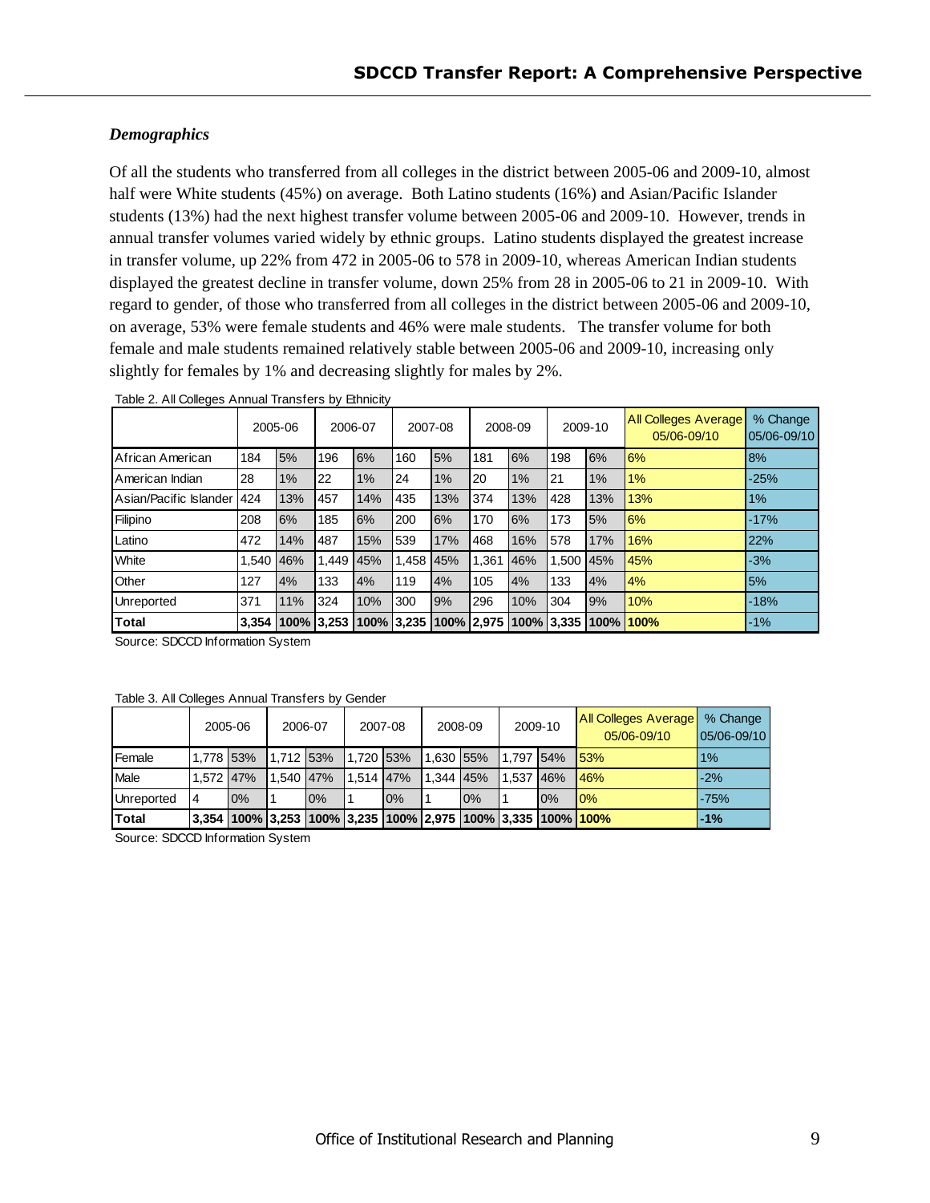### *Demographics*

Of all the students who transferred from all colleges in the district between 2005-06 and 2009-10, almost half were White students (45%) on average. Both Latino students (16%) and Asian/Pacific Islander students (13%) had the next highest transfer volume between 2005-06 and 2009-10. However, trends in annual transfer volumes varied widely by ethnic groups. Latino students displayed the greatest increase in transfer volume, up 22% from 472 in 2005-06 to 578 in 2009-10, whereas American Indian students displayed the greatest decline in transfer volume, down 25% from 28 in 2005-06 to 21 in 2009-10. With regard to gender, of those who transferred from all colleges in the district between 2005-06 and 2009-10, on average, 53% were female students and 46% were male students. The transfer volume for both female and male students remained relatively stable between 2005-06 and 2009-10, increasing only slightly for females by 1% and decreasing slightly for males by 2%.

Table 2. All Colleges Annual Transfers by Ethnicity

| | 2005-06 | | 2006-07 | | 2007-08 | | 2008-09 | | 2009-10 | | All Colleges Average 05/06-09/10 | % Change 05/06-09/10 |
|---|---|---|---|---|---|---|---|---|---|---|---|---|
| African American | 184 | 5% | 196 | 6% | 160 | 5% | 181 | 6% | 198 | 6% | 6% | 8% |
| American Indian | 28 | 1% | 22 | 1% | 24 | 1% | 20 | 1% | 21 | 1% | 1% | -25% |
| Asian/Pacific Islander | 424 | 13% | 457 | 14% | 435 | 13% | 374 | 13% | 428 | 13% | 13% | 1% |
| Filipino | 208 | 6% | 185 | 6% | 200 | 6% | 170 | 6% | 173 | 5% | 6% | -17% |
| Latino | 472 | 14% | 487 | 15% | 539 | 17% | 468 | 16% | 578 | 17% | 16% | 22% |
| White | 1,540 | 46% | 1,449 | 45% | 1,458 | 45% | 1,361 | 46% | 1,500 | 45% | 45% | -3% |
| Other | 127 | 4% | 133 | 4% | 119 | 4% | 105 | 4% | 133 | 4% | 4% | 5% |
| Unreported | 371 | 11% | 324 | 10% | 300 | 9% | 296 | 10% | 304 | 9% | 10% | -18% |
| **Total** | **3,354** | **100%** | **3,253** | **100%** | **3,235** | **100%** | **2,975** | **100%** | **3,335** | **100%** | **100%** | -1% |

Source: SDCCD Information System

Table 3. All Colleges Annual Transfers by Gender

| | 2005-06 | | 2006-07 | | 2007-08 | | 2008-09 | | 2009-10 | | All Colleges Average 05/06-09/10 | % Change 05/06-09/10 |
|---|---|---|---|---|---|---|---|---|---|---|---|---|
| Female | 1,778 | 53% | 1,712 | 53% | 1,720 | 53% | 1,630 | 55% | 1,797 | 54% | 53% | 1% |
| Male | 1,572 | 47% | 1,540 | 47% | 1,514 | 47% | 1,344 | 45% | 1,537 | 46% | 46% | -2% |
| Unreported | 4 | 0% | 1 | 0% | 1 | 0% | 1 | 0% | 1 | 0% | 0% | -75% |
| **Total** | **3,354** | **100%** | **3,253** | **100%** | **3,235** | **100%** | **2,975** | **100%** | **3,335** | **100%** | **100%** | **-1%** |

Source: SDCCD Information System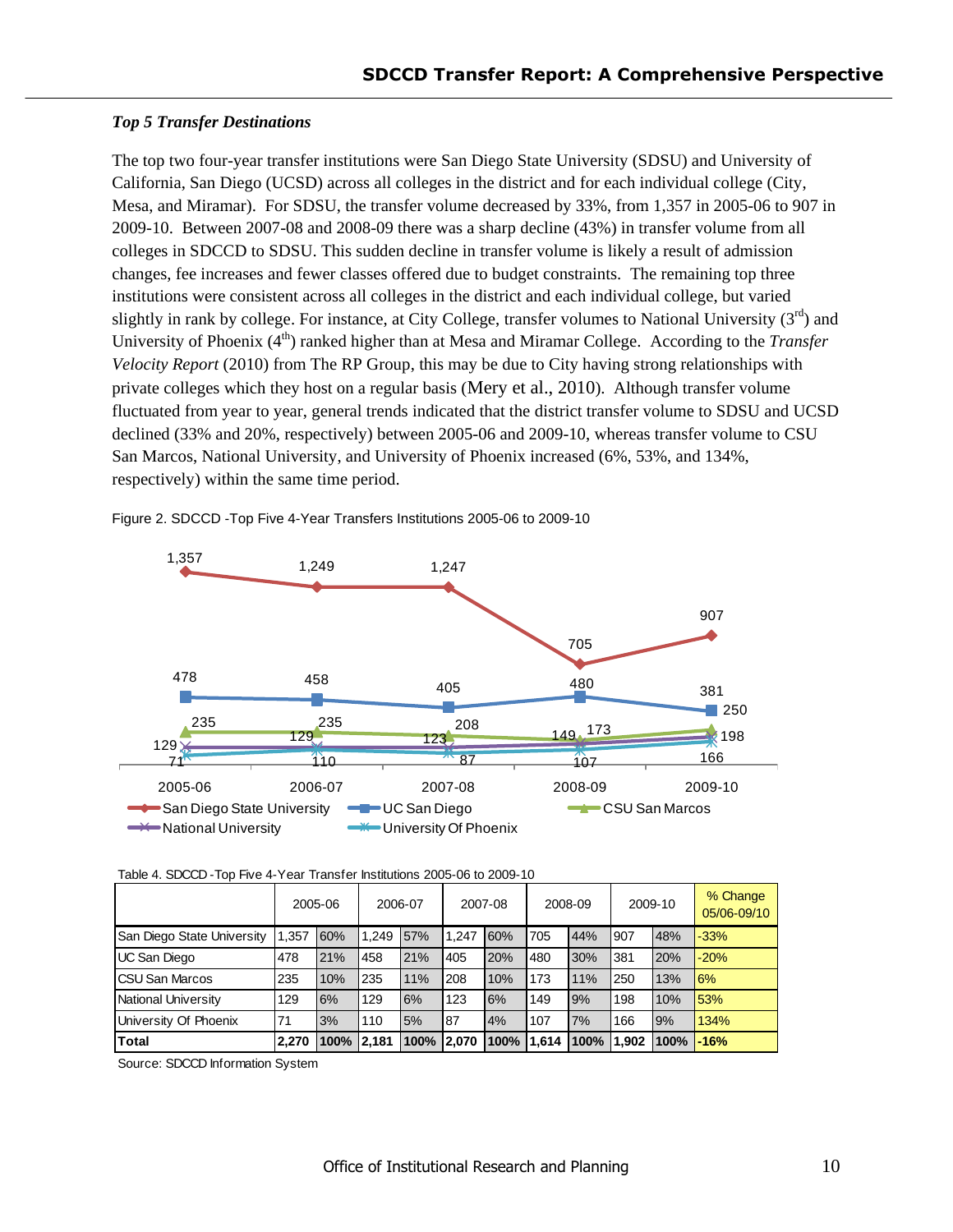### *Top 5 Transfer Destinations*

The top two four-year transfer institutions were San Diego State University (SDSU) and University of California, San Diego (UCSD) across all colleges in the district and for each individual college (City, Mesa, and Miramar). For SDSU, the transfer volume decreased by 33%, from 1,357 in 2005-06 to 907 in 2009-10. Between 2007-08 and 2008-09 there was a sharp decline (43%) in transfer volume from all colleges in SDCCD to SDSU. This sudden decline in transfer volume is likely a result of admission changes, fee increases and fewer classes offered due to budget constraints. The remaining top three institutions were consistent across all colleges in the district and each individual college, but varied slightly in rank by college. For instance, at City College, transfer volumes to National University (3rd) and University of Phoenix (4th) ranked higher than at Mesa and Miramar College. According to the *Transfer Velocity Report* (2010) from The RP Group, this may be due to City having strong relationships with private colleges which they host on a regular basis (Mery et al., 2010). Although transfer volume fluctuated from year to year, general trends indicated that the district transfer volume to SDSU and UCSD declined (33% and 20%, respectively) between 2005-06 and 2009-10, whereas transfer volume to CSU San Marcos, National University, and University of Phoenix increased (6%, 53%, and 134%, respectively) within the same time period.

Figure 2. SDCCD -Top Five 4-Year Transfers Institutions 2005-06 to 2009-10

Table 4. SDCCD -Top Five 4-Year Transfer Institutions 2005-06 to 2009-10

| | 2005-06 | | 2006-07 | | 2007-08 | | 2008-09 | | 2009-10 | | % Change 05/06-09/10 |
|---|---|---|---|---|---|---|---|---|---|---|---|
| San Diego State University | 1,357 | 60% | 1,249 | 57% | 1,247 | 60% | 705 | 44% | 907 | 48% | -33% |
| UC San Diego | 478 | 21% | 458 | 21% | 405 | 20% | 480 | 30% | 381 | 20% | -20% |
| CSU San Marcos | 235 | 10% | 235 | 11% | 208 | 10% | 173 | 11% | 250 | 13% | 6% |
| National University | 129 | 6% | 129 | 6% | 123 | 6% | 149 | 9% | 198 | 10% | 53% |
| University Of Phoenix | 71 | 3% | 110 | 5% | 87 | 4% | 107 | 7% | 166 | 9% | 134% |
| **Total** | **2,270** | **100%** | **2,181** | **100%** | **2,070** | **100%** | **1,614** | **100%** | **1,902** | **100%** | **-16%** |

Source: SDCCD Information System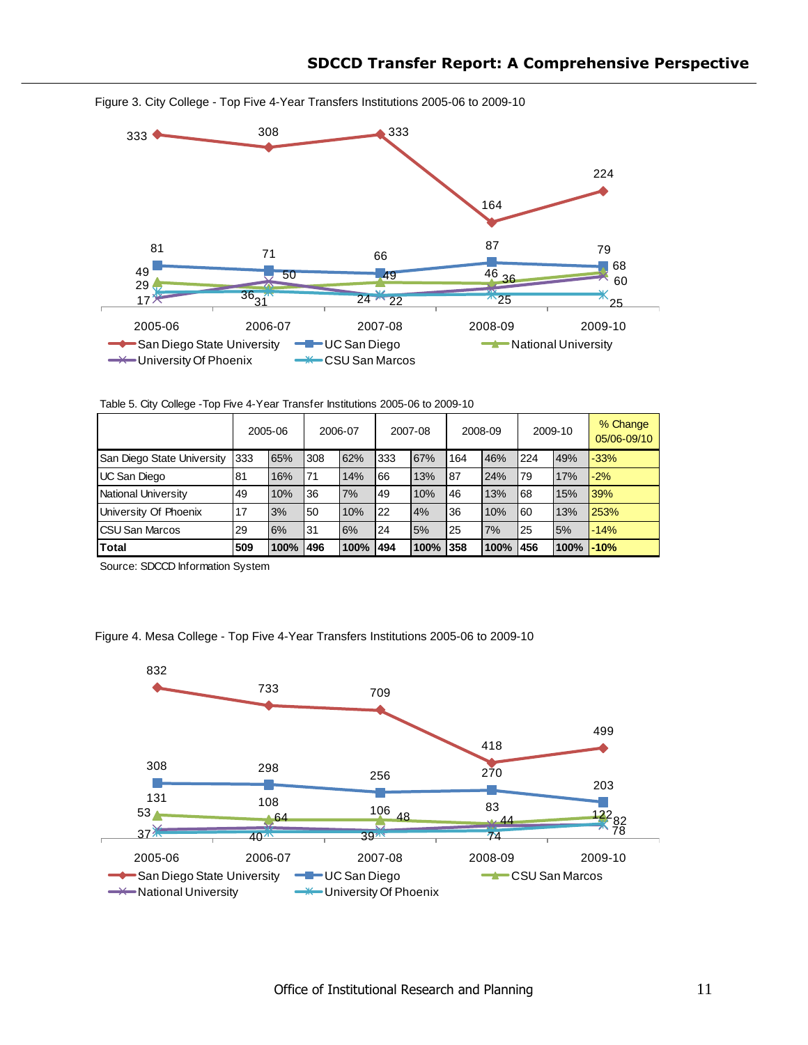Figure 3. City College - Top Five 4-Year Transfers Institutions 2005-06 to 2009-10

Table 5. City College -Top Five 4-Year Transfer Institutions 2005-06 to 2009-10

| | 2005-06 | | 2006-07 | | 2007-08 | | 2008-09 | | 2009-10 | | % Change 05/06-09/10 |
|---|---|---|---|---|---|---|---|---|---|---|---|
| San Diego State University | 333 | 65% | 308 | 62% | 333 | 67% | 164 | 46% | 224 | 49% | -33% |
| UC San Diego | 81 | 16% | 71 | 14% | 66 | 13% | 87 | 24% | 79 | 17% | -2% |
| National University | 49 | 10% | 36 | 7% | 49 | 10% | 46 | 13% | 68 | 15% | 39% |
| University Of Phoenix | 17 | 3% | 50 | 10% | 22 | 4% | 36 | 10% | 60 | 13% | 253% |
| CSU San Marcos | 29 | 6% | 31 | 6% | 24 | 5% | 25 | 7% | 25 | 5% | -14% |
| **Total** | **509** | **100%** | **496** | **100%** | **494** | **100%** | **358** | **100%** | **456** | **100%** | **-10%** |

Source: SDCCD Information System

Figure 4. Mesa College - Top Five 4-Year Transfers Institutions 2005-06 to 2009-10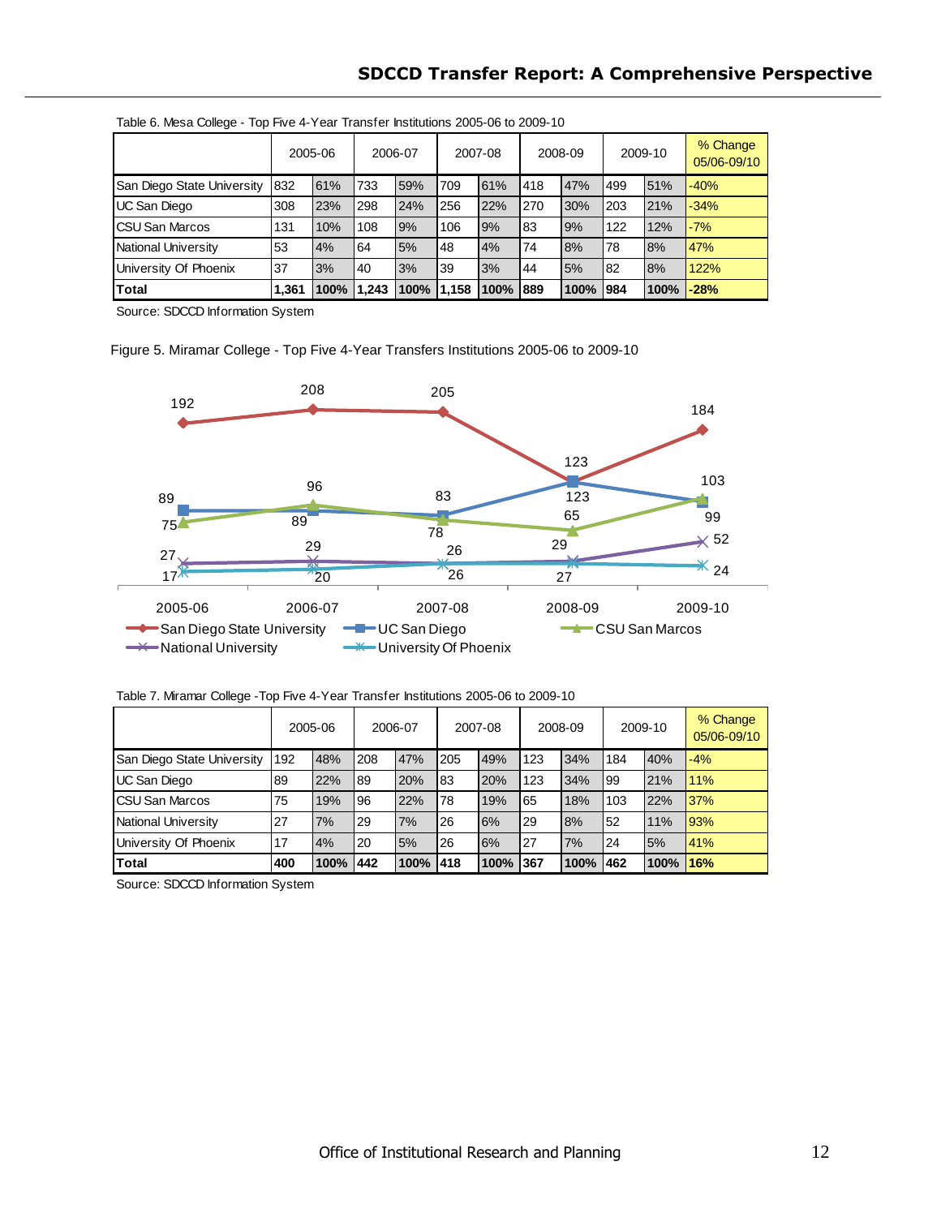Table 6. Mesa College - Top Five 4-Year Transfer Institutions 2005-06 to 2009-10

| | 2005-06 | | 2006-07 | | 2007-08 | | 2008-09 | | 2009-10 | | % Change 05/06-09/10 |
|---|---|---|---|---|---|---|---|---|---|---|---|
| San Diego State University | 832 | 61% | 733 | 59% | 709 | 61% | 418 | 47% | 499 | 51% | -40% |
| UC San Diego | 308 | 23% | 298 | 24% | 256 | 22% | 270 | 30% | 203 | 21% | -34% |
| CSU San Marcos | 131 | 10% | 108 | 9% | 106 | 9% | 83 | 9% | 122 | 12% | -7% |
| National University | 53 | 4% | 64 | 5% | 48 | 4% | 74 | 8% | 78 | 8% | 47% |
| University Of Phoenix | 37 | 3% | 40 | 3% | 39 | 3% | 44 | 5% | 82 | 8% | 122% |
| **Total** | **1,361** | **100%** | **1,243** | **100%** | **1,158** | **100%** | **889** | **100%** | **984** | **100%** | **-28%** |

Source: SDCCD Information System

Figure 5. Miramar College - Top Five 4-Year Transfers Institutions 2005-06 to 2009-10

Table 7. Miramar College -Top Five 4-Year Transfer Institutions 2005-06 to 2009-10

| | 2005-06 | | 2006-07 | | 2007-08 | | 2008-09 | | 2009-10 | | % Change 05/06-09/10 |
|---|---|---|---|---|---|---|---|---|---|---|---|
| San Diego State University | 192 | 48% | 208 | 47% | 205 | 49% | 123 | 34% | 184 | 40% | -4% |
| UC San Diego | 89 | 22% | 89 | 20% | 83 | 20% | 123 | 34% | 99 | 21% | 11% |
| CSU San Marcos | 75 | 19% | 96 | 22% | 78 | 19% | 65 | 18% | 103 | 22% | 37% |
| National University | 27 | 7% | 29 | 7% | 26 | 6% | 29 | 8% | 52 | 11% | 93% |
| University Of Phoenix | 17 | 4% | 20 | 5% | 26 | 6% | 27 | 7% | 24 | 5% | 41% |
| **Total** | **400** | **100%** | **442** | **100%** | **418** | **100%** | **367** | **100%** | **462** | **100%** | **16%** |

Source: SDCCD Information System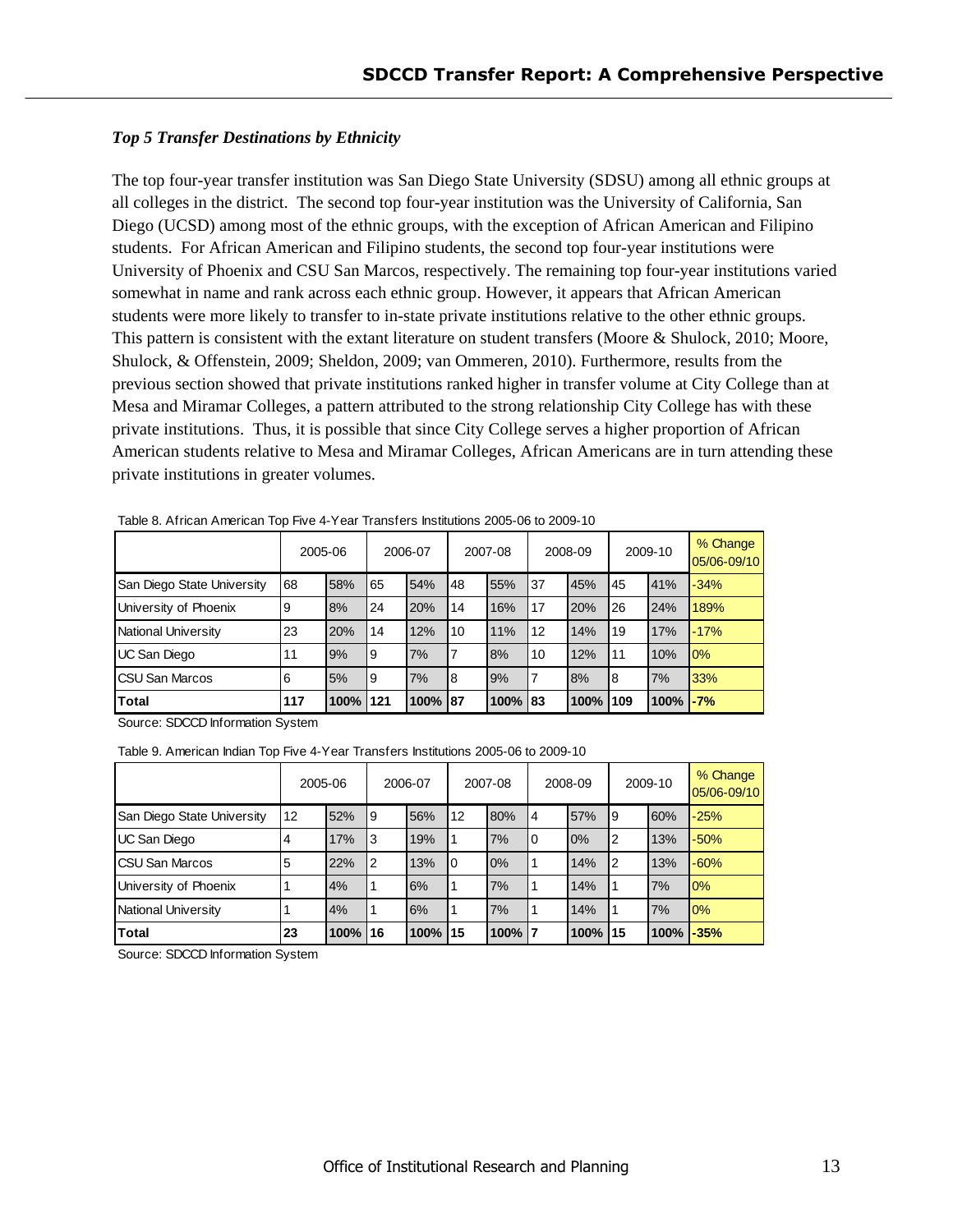### *Top 5 Transfer Destinations by Ethnicity*

The top four-year transfer institution was San Diego State University (SDSU) among all ethnic groups at all colleges in the district. The second top four-year institution was the University of California, San Diego (UCSD) among most of the ethnic groups, with the exception of African American and Filipino students. For African American and Filipino students, the second top four-year institutions were University of Phoenix and CSU San Marcos, respectively. The remaining top four-year institutions varied somewhat in name and rank across each ethnic group. However, it appears that African American students were more likely to transfer to in-state private institutions relative to the other ethnic groups. This pattern is consistent with the extant literature on student transfers (Moore & Shulock, 2010; Moore, Shulock, & Offenstein, 2009; Sheldon, 2009; van Ommeren, 2010). Furthermore, results from the previous section showed that private institutions ranked higher in transfer volume at City College than at Mesa and Miramar Colleges, a pattern attributed to the strong relationship City College has with these private institutions. Thus, it is possible that since City College serves a higher proportion of African American students relative to Mesa and Miramar Colleges, African Americans are in turn attending these private institutions in greater volumes.

Table 8. African American Top Five 4-Year Transfers Institutions 2005-06 to 2009-10

| | 2005-06 | | 2006-07 | | 2007-08 | | 2008-09 | | 2009-10 | | % Change 05/06-09/10 |
|---|---|---|---|---|---|---|---|---|---|---|---|
| San Diego State University | 68 | 58% | 65 | 54% | 48 | 55% | 37 | 45% | 45 | 41% | -34% |
| University of Phoenix | 9 | 8% | 24 | 20% | 14 | 16% | 17 | 20% | 26 | 24% | 189% |
| National University | 23 | 20% | 14 | 12% | 10 | 11% | 12 | 14% | 19 | 17% | -17% |
| UC San Diego | 11 | 9% | 9 | 7% | 7 | 8% | 10 | 12% | 11 | 10% | 0% |
| CSU San Marcos | 6 | 5% | 9 | 7% | 8 | 9% | 7 | 8% | 8 | 7% | 33% |
| **Total** | **117** | **100%** | **121** | **100%** | **87** | **100%** | **83** | **100%** | **109** | **100%** | **-7%** |

Source: SDCCD Information System

Table 9. American Indian Top Five 4-Year Transfers Institutions 2005-06 to 2009-10

| | 2005-06 | | 2006-07 | | 2007-08 | | 2008-09 | | 2009-10 | | % Change 05/06-09/10 |
|---|---|---|---|---|---|---|---|---|---|---|---|
| San Diego State University | 12 | 52% | 9 | 56% | 12 | 80% | 4 | 57% | 9 | 60% | -25% |
| UC San Diego | 4 | 17% | 3 | 19% | 1 | 7% | 0 | 0% | 2 | 13% | -50% |
| CSU San Marcos | 5 | 22% | 2 | 13% | 0 | 0% | 1 | 14% | 2 | 13% | -60% |
| University of Phoenix | 1 | 4% | 1 | 6% | 1 | 7% | 1 | 14% | 1 | 7% | 0% |
| National University | 1 | 4% | 1 | 6% | 1 | 7% | 1 | 14% | 1 | 7% | 0% |
| **Total** | **23** | **100%** | **16** | **100%** | **15** | **100%** | **7** | **100%** | **15** | **100%** | **-35%** |

Source: SDCCD Information System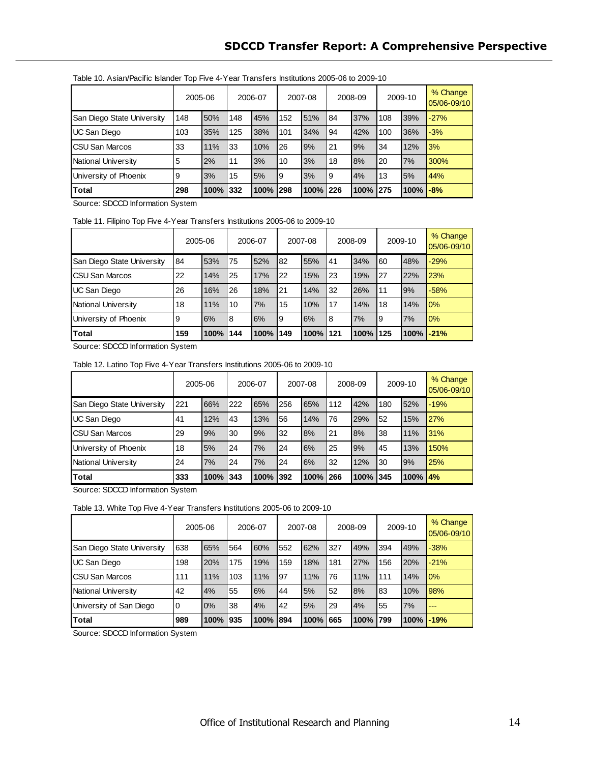Table 10. Asian/Pacific Islander Top Five 4-Year Transfers Institutions 2005-06 to 2009-10

| | 2005-06 | | 2006-07 | | 2007-08 | | 2008-09 | | 2009-10 | | % Change 05/06-09/10 |
|---|---|---|---|---|---|---|---|---|---|---|---|
| San Diego State University | 148 | 50% | 148 | 45% | 152 | 51% | 84 | 37% | 108 | 39% | -27% |
| UC San Diego | 103 | 35% | 125 | 38% | 101 | 34% | 94 | 42% | 100 | 36% | -3% |
| CSU San Marcos | 33 | 11% | 33 | 10% | 26 | 9% | 21 | 9% | 34 | 12% | 3% |
| National University | 5 | 2% | 11 | 3% | 10 | 3% | 18 | 8% | 20 | 7% | 300% |
| University of Phoenix | 9 | 3% | 15 | 5% | 9 | 3% | 9 | 4% | 13 | 5% | 44% |
| **Total** | **298** | **100%** | **332** | **100%** | **298** | **100%** | **226** | **100%** | **275** | **100%** | **-8%** |

Source: SDCCD Information System

Table 11. Filipino Top Five 4-Year Transfers Institutions 2005-06 to 2009-10

| | 2005-06 | | 2006-07 | | 2007-08 | | 2008-09 | | 2009-10 | | % Change 05/06-09/10 |
|---|---|---|---|---|---|---|---|---|---|---|---|
| San Diego State University | 84 | 53% | 75 | 52% | 82 | 55% | 41 | 34% | 60 | 48% | -29% |
| CSU San Marcos | 22 | 14% | 25 | 17% | 22 | 15% | 23 | 19% | 27 | 22% | 23% |
| UC San Diego | 26 | 16% | 26 | 18% | 21 | 14% | 32 | 26% | 11 | 9% | -58% |
| National University | 18 | 11% | 10 | 7% | 15 | 10% | 17 | 14% | 18 | 14% | 0% |
| University of Phoenix | 9 | 6% | 8 | 6% | 9 | 6% | 8 | 7% | 9 | 7% | 0% |
| **Total** | **159** | **100%** | **144** | **100%** | **149** | **100%** | **121** | **100%** | **125** | **100%** | **-21%** |

Source: SDCCD Information System

Table 12. Latino Top Five 4-Year Transfers Institutions 2005-06 to 2009-10

| | 2005-06 | | 2006-07 | | 2007-08 | | 2008-09 | | 2009-10 | | % Change 05/06-09/10 |
|---|---|---|---|---|---|---|---|---|---|---|---|
| San Diego State University | 221 | 66% | 222 | 65% | 256 | 65% | 112 | 42% | 180 | 52% | -19% |
| UC San Diego | 41 | 12% | 43 | 13% | 56 | 14% | 76 | 29% | 52 | 15% | 27% |
| CSU San Marcos | 29 | 9% | 30 | 9% | 32 | 8% | 21 | 8% | 38 | 11% | 31% |
| University of Phoenix | 18 | 5% | 24 | 7% | 24 | 6% | 25 | 9% | 45 | 13% | 150% |
| National University | 24 | 7% | 24 | 7% | 24 | 6% | 32 | 12% | 30 | 9% | 25% |
| **Total** | **333** | **100%** | **343** | **100%** | **392** | **100%** | **266** | **100%** | **345** | **100%** | **4%** |

Source: SDCCD Information System

Table 13. White Top Five 4-Year Transfers Institutions 2005-06 to 2009-10

| | 2005-06 | | 2006-07 | | 2007-08 | | 2008-09 | | 2009-10 | | % Change 05/06-09/10 |
|---|---|---|---|---|---|---|---|---|---|---|---|
| San Diego State University | 638 | 65% | 564 | 60% | 552 | 62% | 327 | 49% | 394 | 49% | -38% |
| UC San Diego | 198 | 20% | 175 | 19% | 159 | 18% | 181 | 27% | 156 | 20% | -21% |
| CSU San Marcos | 111 | 11% | 103 | 11% | 97 | 11% | 76 | 11% | 111 | 14% | 0% |
| National University | 42 | 4% | 55 | 6% | 44 | 5% | 52 | 8% | 83 | 10% | 98% |
| University of San Diego | 0 | 0% | 38 | 4% | 42 | 5% | 29 | 4% | 55 | 7% | --- |
| **Total** | **989** | **100%** | **935** | **100%** | **894** | **100%** | **665** | **100%** | **799** | **100%** | **-19%** |

Source: SDCCD Information System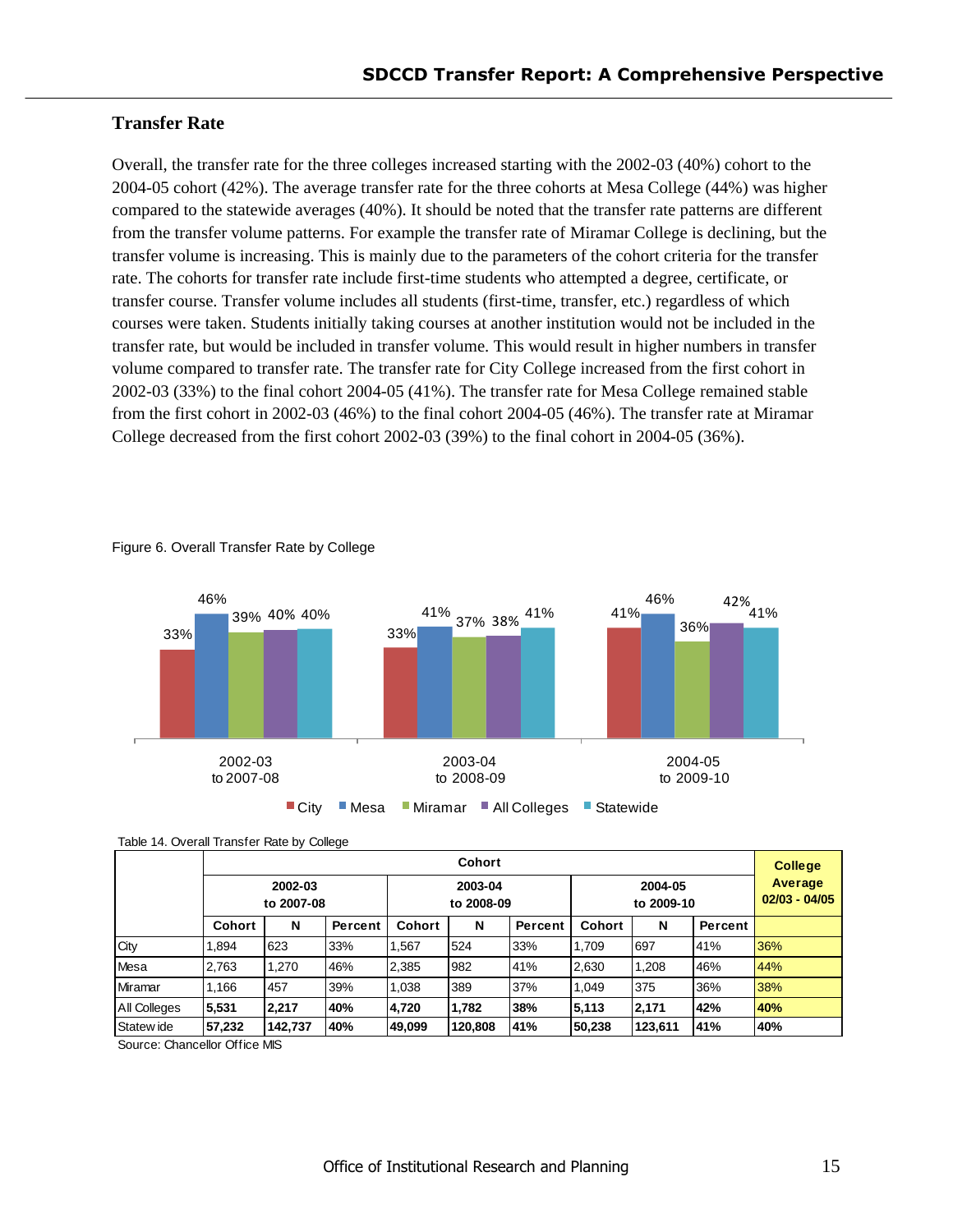## Transfer Rate

Overall, the transfer rate for the three colleges increased starting with the 2002-03 (40%) cohort to the 2004-05 cohort (42%). The average transfer rate for the three cohorts at Mesa College (44%) was higher compared to the statewide averages (40%). It should be noted that the transfer rate patterns are different from the transfer volume patterns. For example the transfer rate of Miramar College is declining, but the transfer volume is increasing. This is mainly due to the parameters of the cohort criteria for the transfer rate. The cohorts for transfer rate include first-time students who attempted a degree, certificate, or transfer course. Transfer volume includes all students (first-time, transfer, etc.) regardless of which courses were taken. Students initially taking courses at another institution would not be included in the transfer rate, but would be included in transfer volume. This would result in higher numbers in transfer volume compared to transfer rate. The transfer rate for City College increased from the first cohort in 2002-03 (33%) to the final cohort 2004-05 (41%). The transfer rate for Mesa College remained stable from the first cohort in 2002-03 (46%) to the final cohort 2004-05 (46%). The transfer rate at Miramar College decreased from the first cohort 2002-03 (39%) to the final cohort in 2004-05 (36%).

Figure 6. Overall Transfer Rate by College

| Cohort | City | Mesa | Miramar | All Colleges | Statewide |
|---|---|---|---|---|---|
| 2002-03 to 2007-08 | 33% | 46% | 39% | 40% | 40% |
| 2003-04 to 2008-09 | 33% | 41% | 37% | 38% | 41% |
| 2004-05 to 2009-10 | 41% | 46% | 36% | 42% | 41% |

Table 14. Overall Transfer Rate by College

| | Cohort | | | | | | | | | College Average 02/03 - 04/05 |
|---|---|---|---|---|---|---|---|---|---|---|
| | 2002-03 to 2007-08 | | | 2003-04 to 2008-09 | | | 2004-05 to 2009-10 | | | |
| | Cohort | N | Percent | Cohort | N | Percent | Cohort | N | Percent | |
| City | 1,894 | 623 | 33% | 1,567 | 524 | 33% | 1,709 | 697 | 41% | 36% |
| Mesa | 2,763 | 1,270 | 46% | 2,385 | 982 | 41% | 2,630 | 1,208 | 46% | 44% |
| Miramar | 1,166 | 457 | 39% | 1,038 | 389 | 37% | 1,049 | 375 | 36% | 38% |
| **All Colleges** | **5,531** | **2,217** | **40%** | **4,720** | **1,782** | **38%** | **5,113** | **2,171** | **42%** | **40%** |
| Statewide | **57,232** | **142,737** | **40%** | **49,099** | **120,808** | **41%** | **50,238** | **123,611** | **41%** | **40%** |

Source: Chancellor Office MIS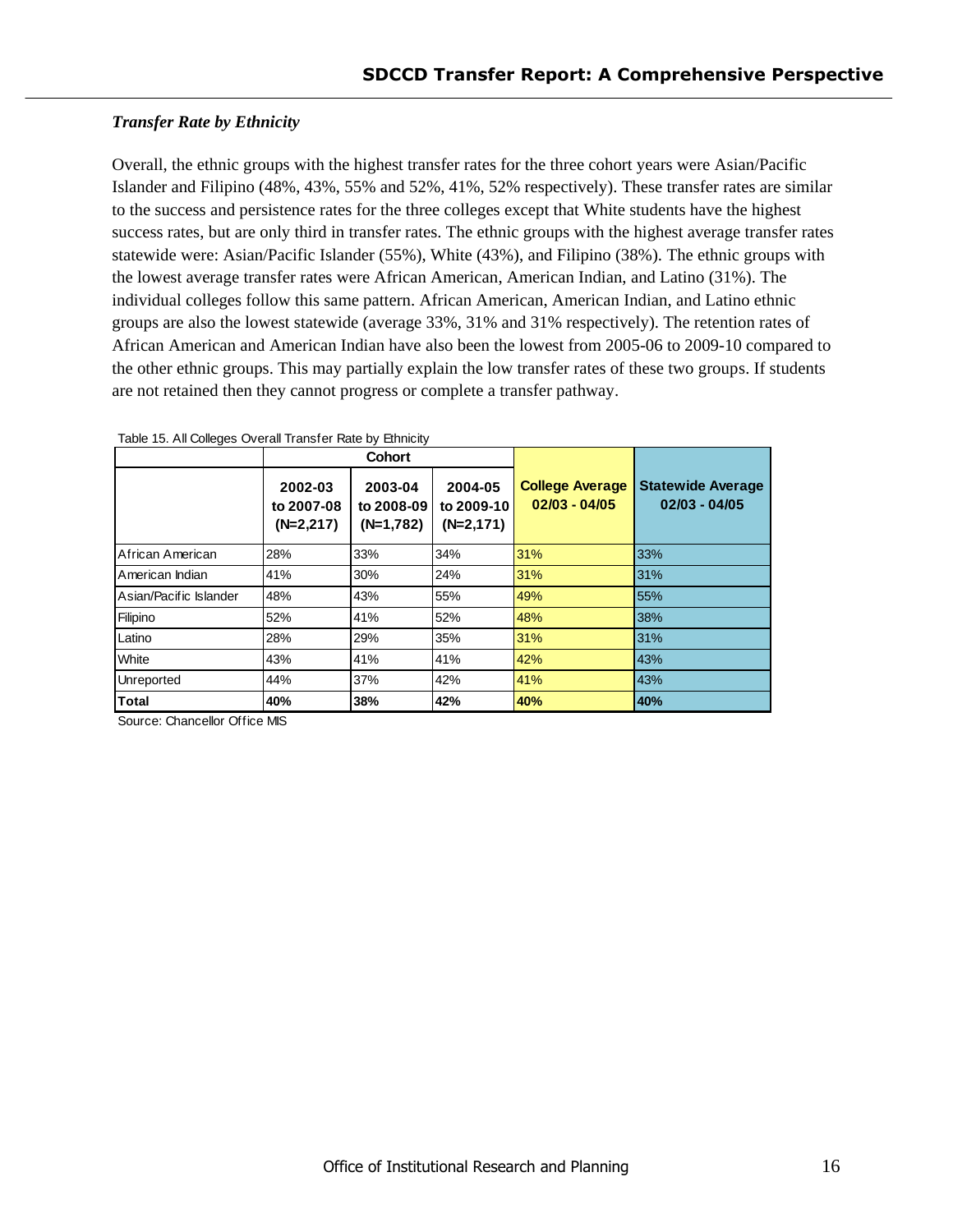### *Transfer Rate by Ethnicity*

Overall, the ethnic groups with the highest transfer rates for the three cohort years were Asian/Pacific Islander and Filipino (48%, 43%, 55% and 52%, 41%, 52% respectively). These transfer rates are similar to the success and persistence rates for the three colleges except that White students have the highest success rates, but are only third in transfer rates. The ethnic groups with the highest average transfer rates statewide were: Asian/Pacific Islander (55%), White (43%), and Filipino (38%). The ethnic groups with the lowest average transfer rates were African American, American Indian, and Latino (31%). The individual colleges follow this same pattern. African American, American Indian, and Latino ethnic groups are also the lowest statewide (average 33%, 31% and 31% respectively). The retention rates of African American and American Indian have also been the lowest from 2005-06 to 2009-10 compared to the other ethnic groups. This may partially explain the low transfer rates of these two groups. If students are not retained then they cannot progress or complete a transfer pathway.

Table 15. All Colleges Overall Transfer Rate by Ethnicity

| | Cohort | | | College Average 02/03 - 04/05 | Statewide Average 02/03 - 04/05 |
|---|---|---|---|---|---|
| | 2002-03 to 2007-08 (N=2,217) | 2003-04 to 2008-09 (N=1,782) | 2004-05 to 2009-10 (N=2,171) | | |
| African American | 28% | 33% | 34% | 31% | 33% |
| American Indian | 41% | 30% | 24% | 31% | 31% |
| Asian/Pacific Islander | 48% | 43% | 55% | 49% | 55% |
| Filipino | 52% | 41% | 52% | 48% | 38% |
| Latino | 28% | 29% | 35% | 31% | 31% |
| White | 43% | 41% | 41% | 42% | 43% |
| Unreported | 44% | 37% | 42% | 41% | 43% |
| **Total** | **40%** | **38%** | **42%** | **40%** | **40%** |

Source: Chancellor Office MIS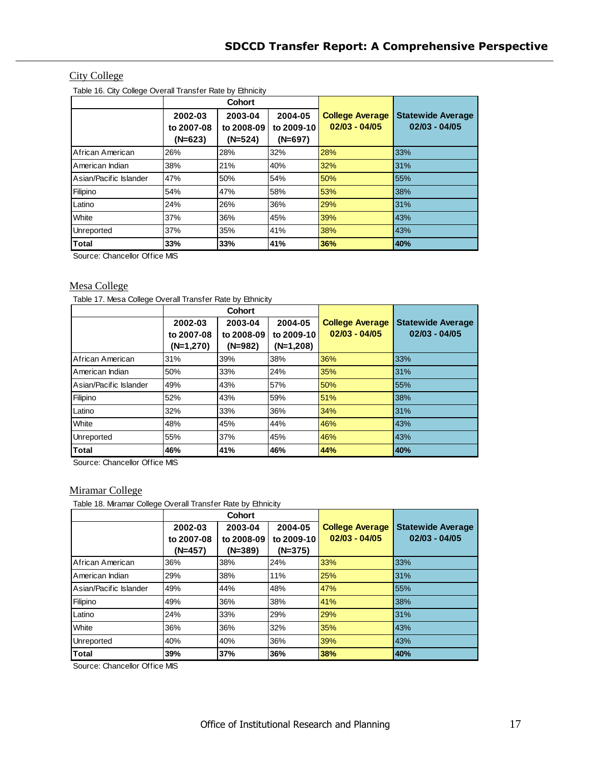## City College

Table 16. City College Overall Transfer Rate by Ethnicity

| | Cohort | | | College Average | Statewide Average |
|---|---|---|---|---|---|
| | 2002-03 to 2007-08 (N=623) | 2003-04 to 2008-09 (N=524) | 2004-05 to 2009-10 (N=697) | 02/03 - 04/05 | 02/03 - 04/05 |
| African American | 26% | 28% | 32% | 28% | 33% |
| American Indian | 38% | 21% | 40% | 32% | 31% |
| Asian/Pacific Islander | 47% | 50% | 54% | 50% | 55% |
| Filipino | 54% | 47% | 58% | 53% | 38% |
| Latino | 24% | 26% | 36% | 29% | 31% |
| White | 37% | 36% | 45% | 39% | 43% |
| Unreported | 37% | 35% | 41% | 38% | 43% |
| **Total** | **33%** | **33%** | **41%** | **36%** | **40%** |

Source: Chancellor Office MIS

## Mesa College

Table 17. Mesa College Overall Transfer Rate by Ethnicity

| | Cohort | | | College Average | Statewide Average |
|---|---|---|---|---|---|
| | 2002-03 to 2007-08 (N=1,270) | 2003-04 to 2008-09 (N=982) | 2004-05 to 2009-10 (N=1,208) | 02/03 - 04/05 | 02/03 - 04/05 |
| African American | 31% | 39% | 38% | 36% | 33% |
| American Indian | 50% | 33% | 24% | 35% | 31% |
| Asian/Pacific Islander | 49% | 43% | 57% | 50% | 55% |
| Filipino | 52% | 43% | 59% | 51% | 38% |
| Latino | 32% | 33% | 36% | 34% | 31% |
| White | 48% | 45% | 44% | 46% | 43% |
| Unreported | 55% | 37% | 45% | 46% | 43% |
| **Total** | **46%** | **41%** | **46%** | **44%** | **40%** |

Source: Chancellor Office MIS

## Miramar College

Table 18. Miramar College Overall Transfer Rate by Ethnicity

| | Cohort | | | College Average | Statewide Average |
|---|---|---|---|---|---|
| | 2002-03 to 2007-08 (N=457) | 2003-04 to 2008-09 (N=389) | 2004-05 to 2009-10 (N=375) | 02/03 - 04/05 | 02/03 - 04/05 |
| African American | 36% | 38% | 24% | 33% | 33% |
| American Indian | 29% | 38% | 11% | 25% | 31% |
| Asian/Pacific Islander | 49% | 44% | 48% | 47% | 55% |
| Filipino | 49% | 36% | 38% | 41% | 38% |
| Latino | 24% | 33% | 29% | 29% | 31% |
| White | 36% | 36% | 32% | 35% | 43% |
| Unreported | 40% | 40% | 36% | 39% | 43% |
| **Total** | **39%** | **37%** | **36%** | **38%** | **40%** |

Source: Chancellor Office MIS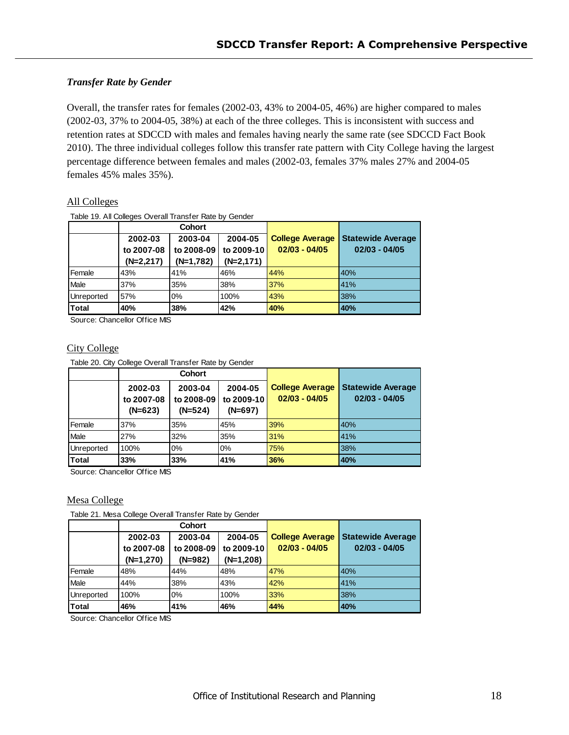### *Transfer Rate by Gender*

Overall, the transfer rates for females (2002-03, 43% to 2004-05, 46%) are higher compared to males (2002-03, 37% to 2004-05, 38%) at each of the three colleges. This is inconsistent with success and retention rates at SDCCD with males and females having nearly the same rate (see SDCCD Fact Book 2010). The three individual colleges follow this transfer rate pattern with City College having the largest percentage difference between females and males (2002-03, females 37% males 27% and 2004-05 females 45% males 35%).

<u>All Colleges</u>

Table 19. All Colleges Overall Transfer Rate by Gender

| | Cohort | | | College Average 02/03 - 04/05 | Statewide Average 02/03 - 04/05 |
|---|---|---|---|---|---|
| | 2002-03 to 2007-08 (N=2,217) | 2003-04 to 2008-09 (N=1,782) | 2004-05 to 2009-10 (N=2,171) | | |
| Female | 43% | 41% | 46% | 44% | 40% |
| Male | 37% | 35% | 38% | 37% | 41% |
| Unreported | 57% | 0% | 100% | 43% | 38% |
| **Total** | **40%** | **38%** | **42%** | **40%** | **40%** |

Source: Chancellor Office MIS

<u>City College</u>

Table 20. City College Overall Transfer Rate by Gender

| | Cohort | | | College Average 02/03 - 04/05 | Statewide Average 02/03 - 04/05 |
|---|---|---|---|---|---|
| | 2002-03 to 2007-08 (N=623) | 2003-04 to 2008-09 (N=524) | 2004-05 to 2009-10 (N=697) | | |
| Female | 37% | 35% | 45% | 39% | 40% |
| Male | 27% | 32% | 35% | 31% | 41% |
| Unreported | 100% | 0% | 0% | 75% | 38% |
| **Total** | **33%** | **33%** | **41%** | **36%** | **40%** |

Source: Chancellor Office MIS

<u>Mesa College</u>

Table 21. Mesa College Overall Transfer Rate by Gender

| | Cohort | | | College Average 02/03 - 04/05 | Statewide Average 02/03 - 04/05 |
|---|---|---|---|---|---|
| | 2002-03 to 2007-08 (N=1,270) | 2003-04 to 2008-09 (N=982) | 2004-05 to 2009-10 (N=1,208) | | |
| Female | 48% | 44% | 48% | 47% | 40% |
| Male | 44% | 38% | 43% | 42% | 41% |
| Unreported | 100% | 0% | 100% | 33% | 38% |
| **Total** | **46%** | **41%** | **46%** | **44%** | **40%** |

Source: Chancellor Office MIS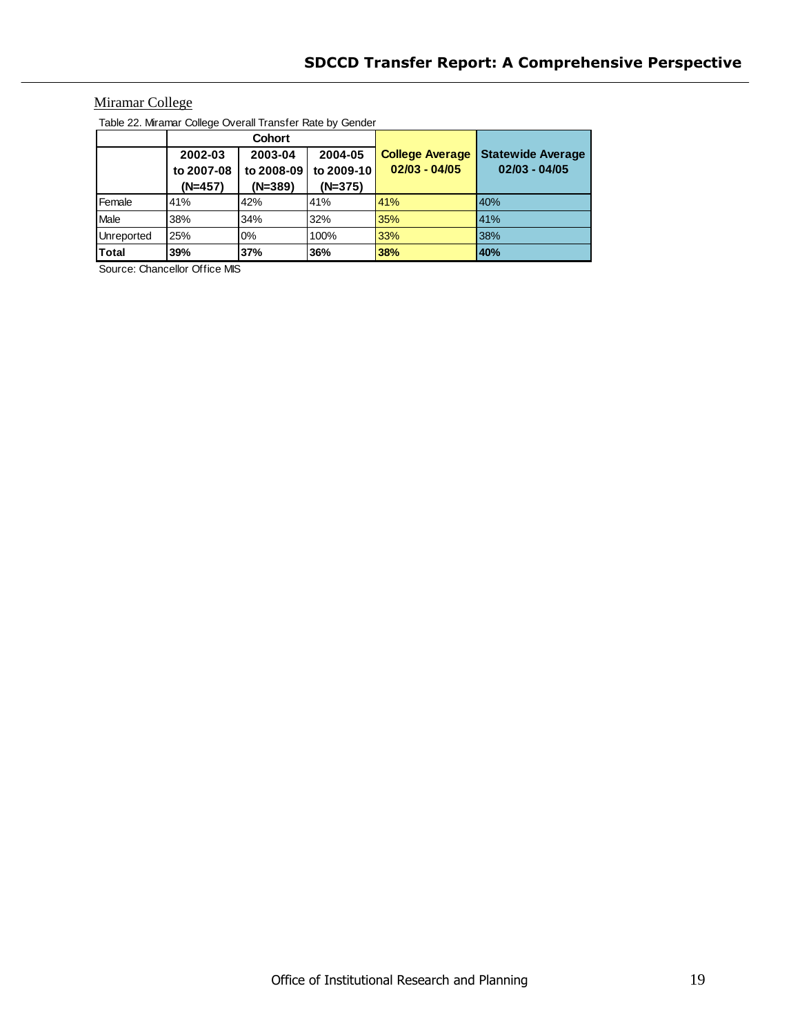Miramar College

Table 22. Miramar College Overall Transfer Rate by Gender

| | Cohort | | | | |
|---|---|---|---|---|---|
| | 2002-03 to 2007-08 (N=457) | 2003-04 to 2008-09 (N=389) | 2004-05 to 2009-10 (N=375) | College Average 02/03 - 04/05 | Statewide Average 02/03 - 04/05 |
| Female | 41% | 42% | 41% | 41% | 40% |
| Male | 38% | 34% | 32% | 35% | 41% |
| Unreported | 25% | 0% | 100% | 33% | 38% |
| **Total** | **39%** | **37%** | **36%** | **38%** | **40%** |

Source: Chancellor Office MIS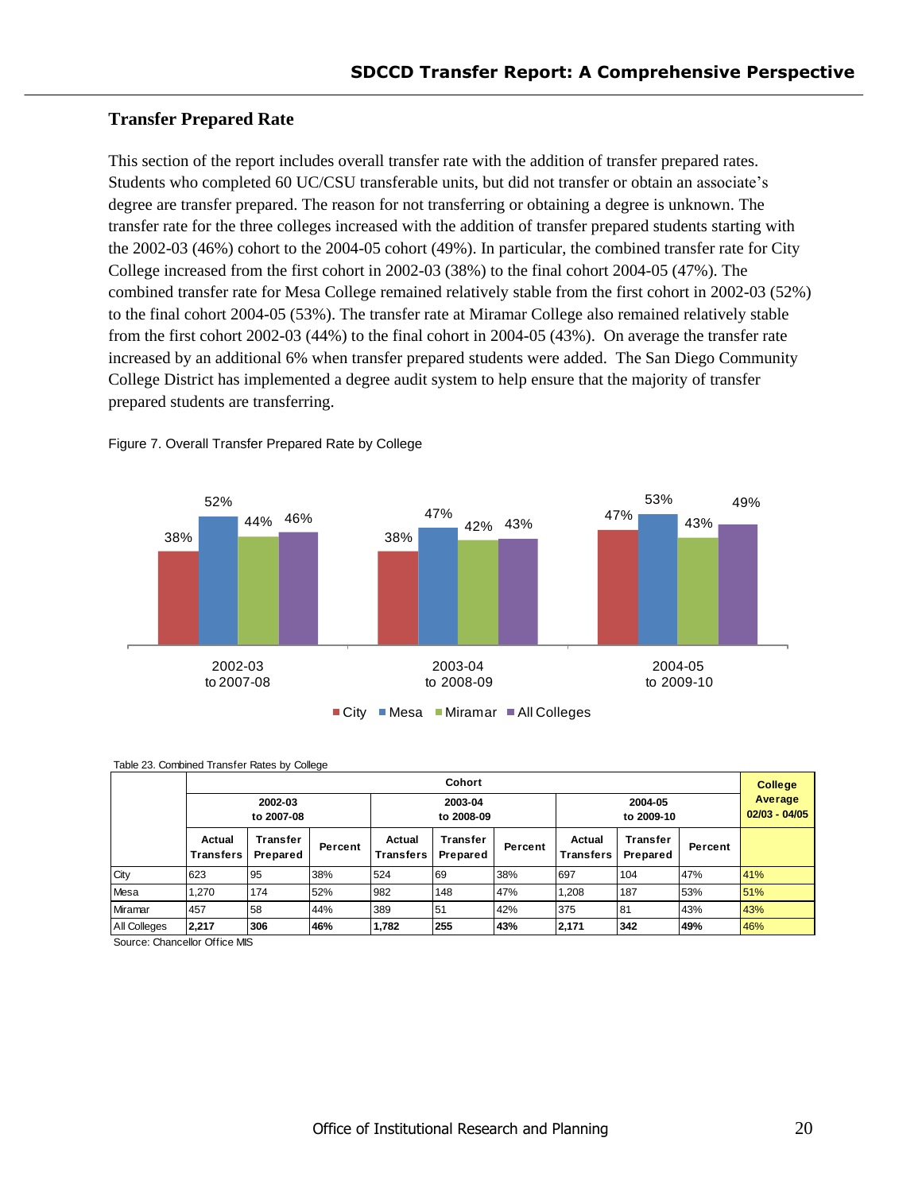## Transfer Prepared Rate

This section of the report includes overall transfer rate with the addition of transfer prepared rates. Students who completed 60 UC/CSU transferable units, but did not transfer or obtain an associate's degree are transfer prepared. The reason for not transferring or obtaining a degree is unknown. The transfer rate for the three colleges increased with the addition of transfer prepared students starting with the 2002-03 (46%) cohort to the 2004-05 cohort (49%). In particular, the combined transfer rate for City College increased from the first cohort in 2002-03 (38%) to the final cohort 2004-05 (47%). The combined transfer rate for Mesa College remained relatively stable from the first cohort in 2002-03 (52%) to the final cohort 2004-05 (53%). The transfer rate at Miramar College also remained relatively stable from the first cohort 2002-03 (44%) to the final cohort in 2004-05 (43%). On average the transfer rate increased by an additional 6% when transfer prepared students were added. The San Diego Community College District has implemented a degree audit system to help ensure that the majority of transfer prepared students are transferring.

Figure 7. Overall Transfer Prepared Rate by College

| Cohort | City | Mesa | Miramar | All Colleges |
|---|---|---|---|---|
| 2002-03 to 2007-08 | 38% | 52% | 44% | 46% |
| 2003-04 to 2008-09 | 38% | 47% | 42% | 43% |
| 2004-05 to 2009-10 | 47% | 53% | 43% | 49% |

Table 23. Combined Transfer Rates by College

| | Cohort | | | | | | | | | College Average 02/03 - 04/05 |
|---|---|---|---|---|---|---|---|---|---|---|
| | 2002-03 to 2007-08 | | | 2003-04 to 2008-09 | | | 2004-05 to 2009-10 | | | |
| | Actual Transfers | Transfer Prepared | Percent | Actual Transfers | Transfer Prepared | Percent | Actual Transfers | Transfer Prepared | Percent | |
| City | 623 | 95 | 38% | 524 | 69 | 38% | 697 | 104 | 47% | 41% |
| Mesa | 1,270 | 174 | 52% | 982 | 148 | 47% | 1,208 | 187 | 53% | 51% |
| Miramar | 457 | 58 | 44% | 389 | 51 | 42% | 375 | 81 | 43% | 43% |
| All Colleges | **2,217** | **306** | **46%** | **1,782** | **255** | **43%** | **2,171** | **342** | **49%** | 46% |

Source: Chancellor Office MIS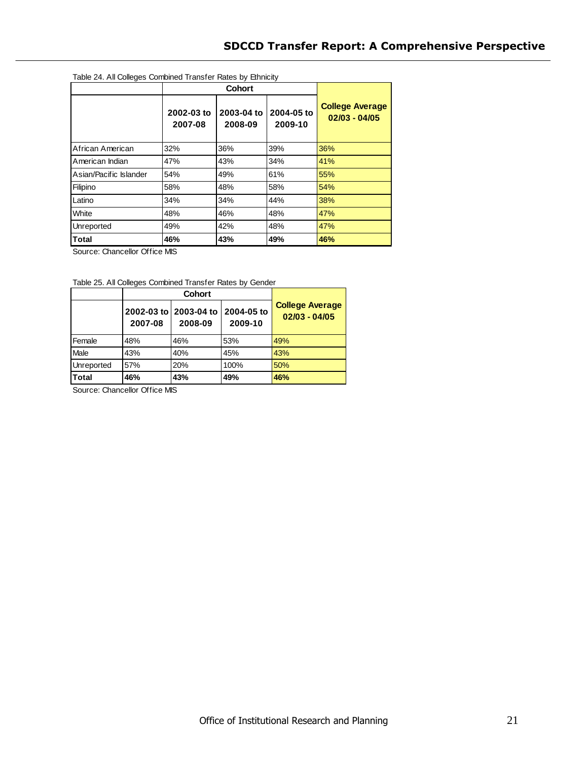Table 24. All Colleges Combined Transfer Rates by Ethnicity

| | Cohort | | | College Average 02/03 - 04/05 |
|---|---|---|---|---|
| | 2002-03 to 2007-08 | 2003-04 to 2008-09 | 2004-05 to 2009-10 | |
| African American | 32% | 36% | 39% | 36% |
| American Indian | 47% | 43% | 34% | 41% |
| Asian/Pacific Islander | 54% | 49% | 61% | 55% |
| Filipino | 58% | 48% | 58% | 54% |
| Latino | 34% | 34% | 44% | 38% |
| White | 48% | 46% | 48% | 47% |
| Unreported | 49% | 42% | 48% | 47% |
| **Total** | **46%** | **43%** | **49%** | **46%** |

Source: Chancellor Office MIS

Table 25. All Colleges Combined Transfer Rates by Gender

| | Cohort | | | College Average 02/03 - 04/05 |
|---|---|---|---|---|
| | 2002-03 to 2007-08 | 2003-04 to 2008-09 | 2004-05 to 2009-10 | |
| Female | 48% | 46% | 53% | 49% |
| Male | 43% | 40% | 45% | 43% |
| Unreported | 57% | 20% | 100% | 50% |
| **Total** | **46%** | **43%** | **49%** | **46%** |

Source: Chancellor Office MIS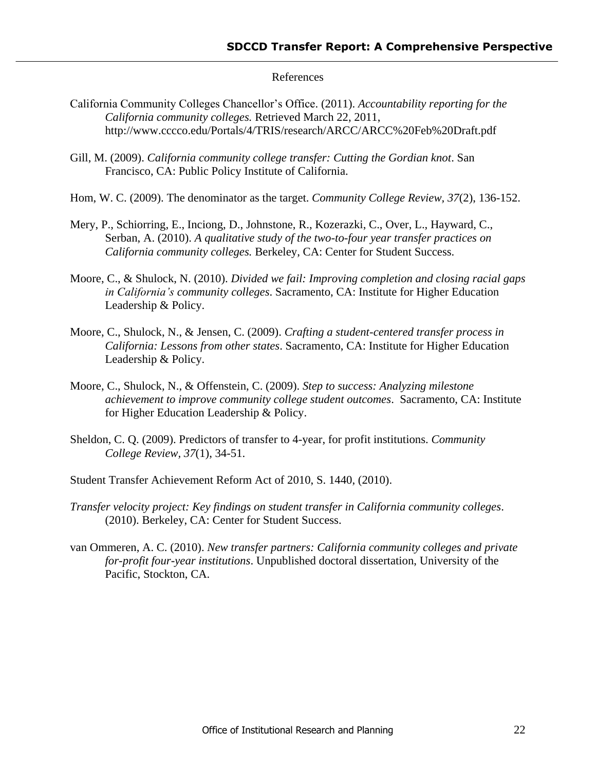# References

California Community Colleges Chancellor's Office. (2011). *Accountability reporting for the California community colleges.* Retrieved March 22, 2011, http://www.cccco.edu/Portals/4/TRIS/research/ARCC/ARCC%20Feb%20Draft.pdf

Gill, M. (2009). *California community college transfer: Cutting the Gordian knot*. San Francisco, CA: Public Policy Institute of California.

Hom, W. C. (2009). The denominator as the target. *Community College Review, 37*(2), 136-152.

Mery, P., Schiorring, E., Inciong, D., Johnstone, R., Kozerazki, C., Over, L., Hayward, C., Serban, A. (2010). *A qualitative study of the two-to-four year transfer practices on California community colleges.* Berkeley, CA: Center for Student Success.

Moore, C., & Shulock, N. (2010). *Divided we fail: Improving completion and closing racial gaps in California's community colleges*. Sacramento, CA: Institute for Higher Education Leadership & Policy.

Moore, C., Shulock, N., & Jensen, C. (2009). *Crafting a student-centered transfer process in California: Lessons from other states*. Sacramento, CA: Institute for Higher Education Leadership & Policy.

Moore, C., Shulock, N., & Offenstein, C. (2009). *Step to success: Analyzing milestone achievement to improve community college student outcomes*. Sacramento, CA: Institute for Higher Education Leadership & Policy.

Sheldon, C. Q. (2009). Predictors of transfer to 4-year, for profit institutions. *Community College Review, 37*(1), 34-51.

Student Transfer Achievement Reform Act of 2010, S. 1440, (2010).

*Transfer velocity project: Key findings on student transfer in California community colleges*. (2010). Berkeley, CA: Center for Student Success.

van Ommeren, A. C. (2010). *New transfer partners: California community colleges and private for-profit four-year institutions*. Unpublished doctoral dissertation, University of the Pacific, Stockton, CA.